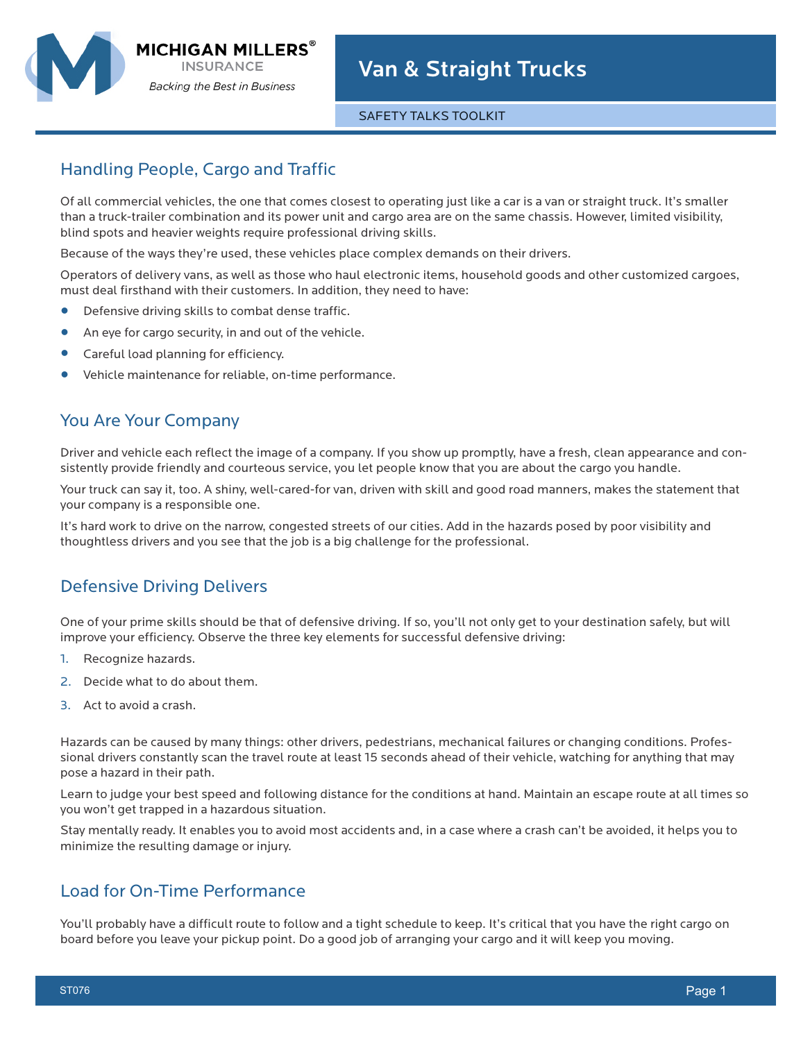MICHIGAN MILLERS®
INSURANCE
*Backing the Best in Business*

# Van & Straight Trucks

SAFETY TALKS TOOLKIT

## Handling People, Cargo and Traffic

Of all commercial vehicles, the one that comes closest to operating just like a car is a van or straight truck. It's smaller than a truck-trailer combination and its power unit and cargo area are on the same chassis. However, limited visibility, blind spots and heavier weights require professional driving skills.

Because of the ways they're used, these vehicles place complex demands on their drivers.

Operators of delivery vans, as well as those who haul electronic items, household goods and other customized cargoes, must deal firsthand with their customers. In addition, they need to have:

- Defensive driving skills to combat dense traffic.
- An eye for cargo security, in and out of the vehicle.
- Careful load planning for efficiency.
- Vehicle maintenance for reliable, on-time performance.

## You Are Your Company

Driver and vehicle each reflect the image of a company. If you show up promptly, have a fresh, clean appearance and consistently provide friendly and courteous service, you let people know that you are about the cargo you handle.

Your truck can say it, too. A shiny, well-cared-for van, driven with skill and good road manners, makes the statement that your company is a responsible one.

It's hard work to drive on the narrow, congested streets of our cities. Add in the hazards posed by poor visibility and thoughtless drivers and you see that the job is a big challenge for the professional.

## Defensive Driving Delivers

One of your prime skills should be that of defensive driving. If so, you'll not only get to your destination safely, but will improve your efficiency. Observe the three key elements for successful defensive driving:

1. Recognize hazards.
2. Decide what to do about them.
3. Act to avoid a crash.

Hazards can be caused by many things: other drivers, pedestrians, mechanical failures or changing conditions. Professional drivers constantly scan the travel route at least 15 seconds ahead of their vehicle, watching for anything that may pose a hazard in their path.

Learn to judge your best speed and following distance for the conditions at hand. Maintain an escape route at all times so you won't get trapped in a hazardous situation.

Stay mentally ready. It enables you to avoid most accidents and, in a case where a crash can't be avoided, it helps you to minimize the resulting damage or injury.

## Load for On-Time Performance

You'll probably have a difficult route to follow and a tight schedule to keep. It's critical that you have the right cargo on board before you leave your pickup point. Do a good job of arranging your cargo and it will keep you moving.

ST076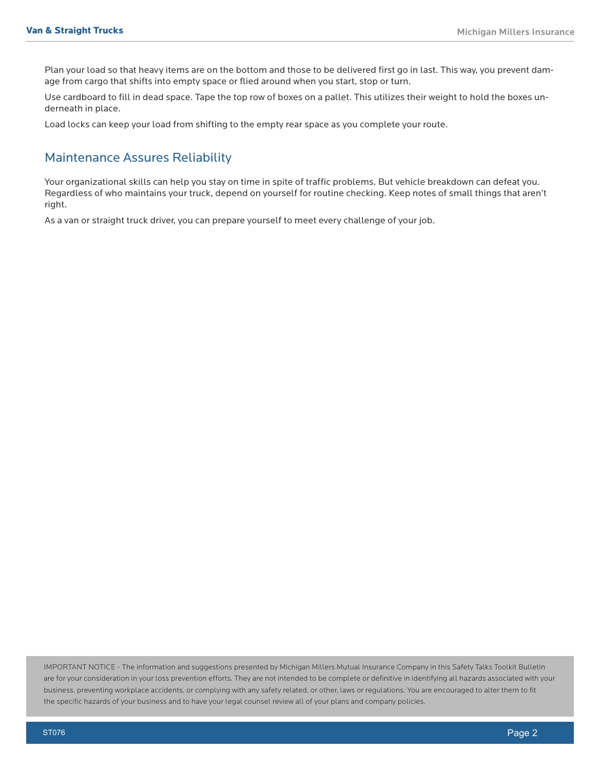Plan your load so that heavy items are on the bottom and those to be delivered first go in last. This way, you prevent damage from cargo that shifts into empty space or flied around when you start, stop or turn.

Use cardboard to fill in dead space. Tape the top row of boxes on a pallet. This utilizes their weight to hold the boxes underneath in place.

Load locks can keep your load from shifting to the empty rear space as you complete your route.

## Maintenance Assures Reliability

Your organizational skills can help you stay on time in spite of traffic problems. But vehicle breakdown can defeat you. Regardless of who maintains your truck, depend on yourself for routine checking. Keep notes of small things that aren't right.

As a van or straight truck driver, you can prepare yourself to meet every challenge of your job.

IMPORTANT NOTICE - The information and suggestions presented by Michigan Millers Mutual Insurance Company in this Safety Talks Toolkit Bulletin are for your consideration in your loss prevention efforts. They are not intended to be complete or definitive in identifying all hazards associated with your business, preventing workplace accidents, or complying with any safety related, or other, laws or regulations. You are encouraged to alter them to fit the specific hazards of your business and to have your legal counsel review all of your plans and company policies.